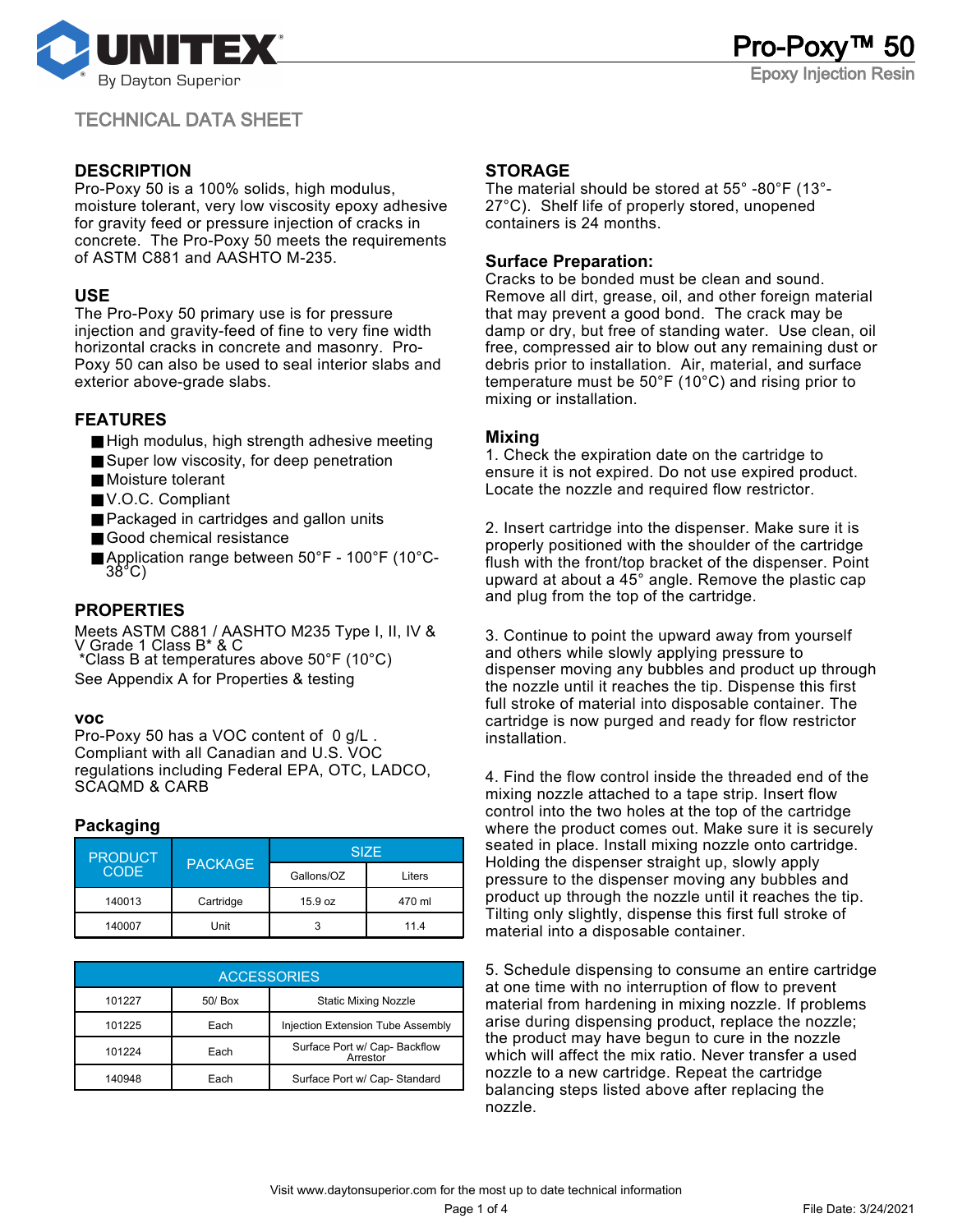# Pro-Poxy™ 50

Epoxy Injection Resin

TECHNICAL DATA SHEET

## DESCRIPTION

Pro-Poxy 50 is a 100% solids, high modulus, moisture tolerant, very low viscosity epoxy adhesive for gravity feed or pressure injection of cracks in concrete. The Pro-Poxy 50 meets the requirements of ASTM C881 and AASHTO M-235.

## USE

The Pro-Poxy 50 primary use is for pressure injection and gravity-feed of fine to very fine width horizontal cracks in concrete and masonry. Pro-Poxy 50 can also be used to seal interior slabs and exterior above-grade slabs.

## FEATURES

- High modulus, high strength adhesive meeting
- Super low viscosity, for deep penetration
- Moisture tolerant
- V.O.C. Compliant
- Packaged in cartridges and gallon units
- Good chemical resistance
- Application range between 50°F - 100°F (10°C-38°C)

## PROPERTIES

Meets ASTM C881 / AASHTO M235 Type I, II, IV & V Grade 1 Class B* & C
*Class B at temperatures above 50°F (10°C)
See Appendix A for Properties & testing

## VOC

Pro-Poxy 50 has a VOC content of 0 g/L . Compliant with all Canadian and U.S. VOC regulations including Federal EPA, OTC, LADCO, SCAQMD & CARB

## Packaging

| PRODUCT CODE | PACKAGE | SIZE | |
|---|---|---|---|
| | | Gallons/OZ | Liters |
| 140013 | Cartridge | 15.9 oz | 470 ml |
| 140007 | Unit | 3 | 11.4 |

| ACCESSORIES | | |
|---|---|---|
| 101227 | 50/ Box | Static Mixing Nozzle |
| 101225 | Each | Injection Extension Tube Assembly |
| 101224 | Each | Surface Port w/ Cap- Backflow Arrestor |
| 140948 | Each | Surface Port w/ Cap- Standard |

## STORAGE

The material should be stored at 55° -80°F (13°-27°C). Shelf life of properly stored, unopened containers is 24 months.

## Surface Preparation:

Cracks to be bonded must be clean and sound. Remove all dirt, grease, oil, and other foreign material that may prevent a good bond. The crack may be damp or dry, but free of standing water. Use clean, oil free, compressed air to blow out any remaining dust or debris prior to installation. Air, material, and surface temperature must be 50°F (10°C) and rising prior to mixing or installation.

## Mixing

1. Check the expiration date on the cartridge to ensure it is not expired. Do not use expired product. Locate the nozzle and required flow restrictor.

2. Insert cartridge into the dispenser. Make sure it is properly positioned with the shoulder of the cartridge flush with the front/top bracket of the dispenser. Point upward at about a 45° angle. Remove the plastic cap and plug from the top of the cartridge.

3. Continue to point the upward away from yourself and others while slowly applying pressure to dispenser moving any bubbles and product up through the nozzle until it reaches the tip. Dispense this first full stroke of material into disposable container. The cartridge is now purged and ready for flow restrictor installation.

4. Find the flow control inside the threaded end of the mixing nozzle attached to a tape strip. Insert flow control into the two holes at the top of the cartridge where the product comes out. Make sure it is securely seated in place. Install mixing nozzle onto cartridge. Holding the dispenser straight up, slowly apply pressure to the dispenser moving any bubbles and product up through the nozzle until it reaches the tip. Tilting only slightly, dispense this first full stroke of material into a disposable container.

5. Schedule dispensing to consume an entire cartridge at one time with no interruption of flow to prevent material from hardening in mixing nozzle. If problems arise during dispensing product, replace the nozzle; the product may have begun to cure in the nozzle which will affect the mix ratio. Never transfer a used nozzle to a new cartridge. Repeat the cartridge balancing steps listed above after replacing the nozzle.

Visit www.daytonsuperior.com for the most up to date technical information

File Date: 3/24/2021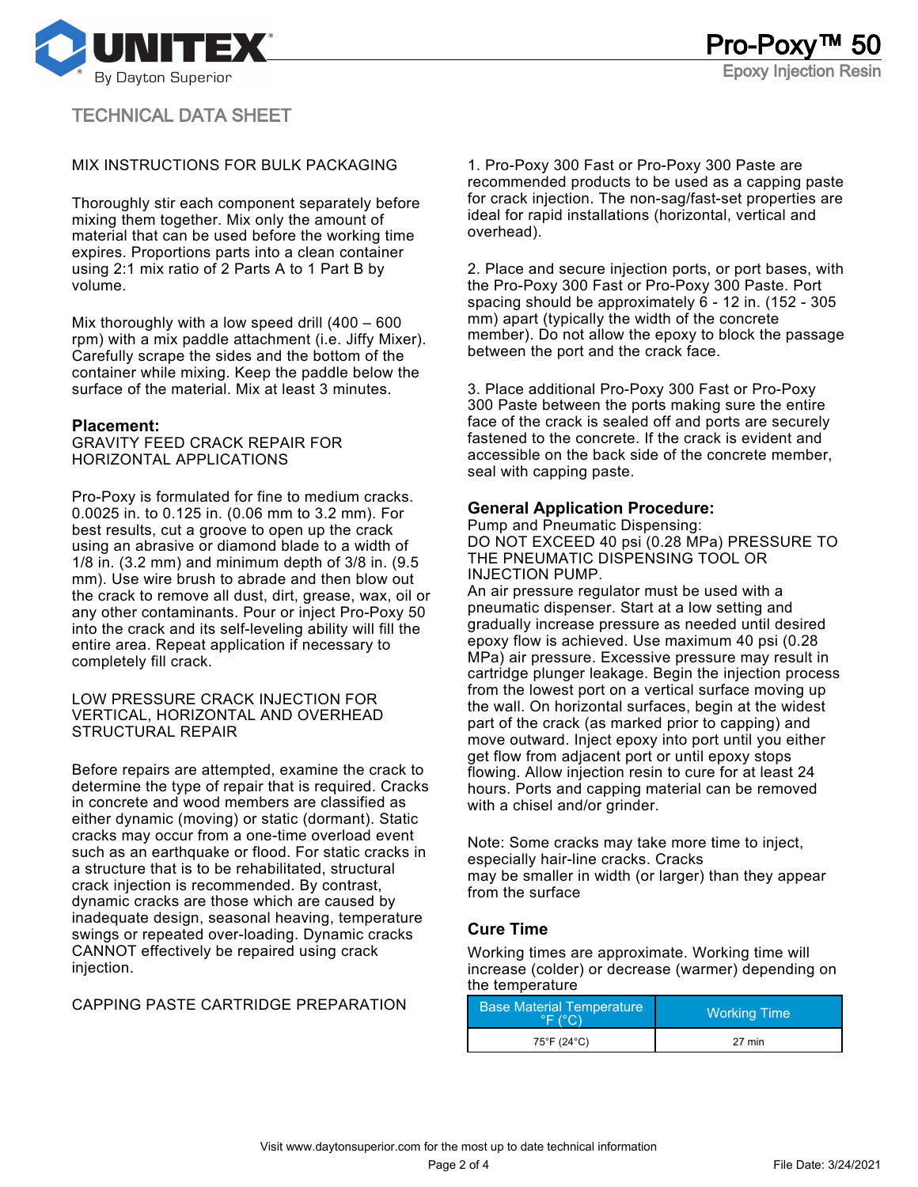## TECHNICAL DATA SHEET

MIX INSTRUCTIONS FOR BULK PACKAGING

Thoroughly stir each component separately before mixing them together. Mix only the amount of material that can be used before the working time expires. Proportions parts into a clean container using 2:1 mix ratio of 2 Parts A to 1 Part B by volume.

Mix thoroughly with a low speed drill (400 – 600 rpm) with a mix paddle attachment (i.e. Jiffy Mixer). Carefully scrape the sides and the bottom of the container while mixing. Keep the paddle below the surface of the material. Mix at least 3 minutes.

**Placement:**

GRAVITY FEED CRACK REPAIR FOR HORIZONTAL APPLICATIONS

Pro-Poxy is formulated for fine to medium cracks. 0.0025 in. to 0.125 in. (0.06 mm to 3.2 mm). For best results, cut a groove to open up the crack using an abrasive or diamond blade to a width of 1/8 in. (3.2 mm) and minimum depth of 3/8 in. (9.5 mm). Use wire brush to abrade and then blow out the crack to remove all dust, dirt, grease, wax, oil or any other contaminants. Pour or inject Pro-Poxy 50 into the crack and its self-leveling ability will fill the entire area. Repeat application if necessary to completely fill crack.

LOW PRESSURE CRACK INJECTION FOR VERTICAL, HORIZONTAL AND OVERHEAD STRUCTURAL REPAIR

Before repairs are attempted, examine the crack to determine the type of repair that is required. Cracks in concrete and wood members are classified as either dynamic (moving) or static (dormant). Static cracks may occur from a one-time overload event such as an earthquake or flood. For static cracks in a structure that is to be rehabilitated, structural crack injection is recommended. By contrast, dynamic cracks are those which are caused by inadequate design, seasonal heaving, temperature swings or repeated over-loading. Dynamic cracks CANNOT effectively be repaired using crack injection.

CAPPING PASTE CARTRIDGE PREPARATION

1. Pro-Poxy 300 Fast or Pro-Poxy 300 Paste are recommended products to be used as a capping paste for crack injection. The non-sag/fast-set properties are ideal for rapid installations (horizontal, vertical and overhead).

2. Place and secure injection ports, or port bases, with the Pro-Poxy 300 Fast or Pro-Poxy 300 Paste. Port spacing should be approximately 6 - 12 in. (152 - 305 mm) apart (typically the width of the concrete member). Do not allow the epoxy to block the passage between the port and the crack face.

3. Place additional Pro-Poxy 300 Fast or Pro-Poxy 300 Paste between the ports making sure the entire face of the crack is sealed off and ports are securely fastened to the concrete. If the crack is evident and accessible on the back side of the concrete member, seal with capping paste.

**General Application Procedure:**

Pump and Pneumatic Dispensing:

DO NOT EXCEED 40 psi (0.28 MPa) PRESSURE TO THE PNEUMATIC DISPENSING TOOL OR INJECTION PUMP.

An air pressure regulator must be used with a pneumatic dispenser. Start at a low setting and gradually increase pressure as needed until desired epoxy flow is achieved. Use maximum 40 psi (0.28 MPa) air pressure. Excessive pressure may result in cartridge plunger leakage. Begin the injection process from the lowest port on a vertical surface moving up the wall. On horizontal surfaces, begin at the widest part of the crack (as marked prior to capping) and move outward. Inject epoxy into port until you either get flow from adjacent port or until epoxy stops flowing. Allow injection resin to cure for at least 24 hours. Ports and capping material can be removed with a chisel and/or grinder.

Note: Some cracks may take more time to inject, especially hair-line cracks. Cracks may be smaller in width (or larger) than they appear from the surface

### Cure Time

Working times are approximate. Working time will increase (colder) or decrease (warmer) depending on the temperature

| Base Material Temperature °F (°C) | Working Time |
|---|---|
| 75°F (24°C) | 27 min |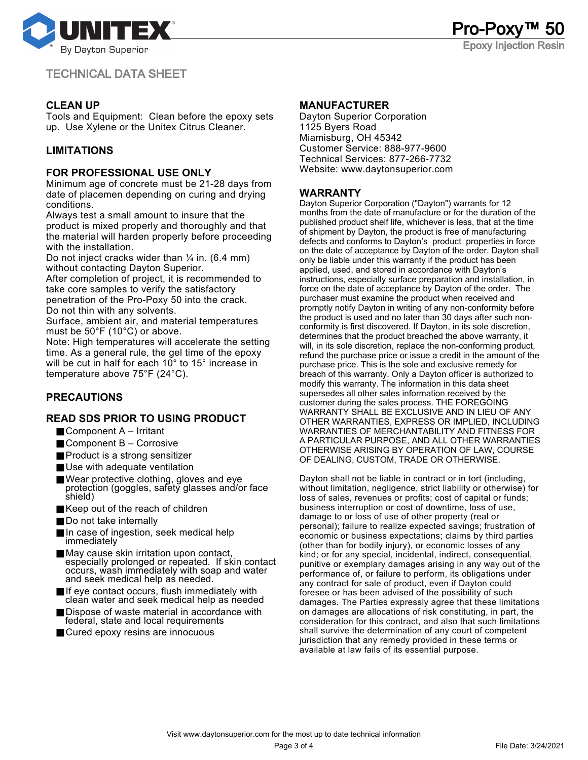## CLEAN UP

Tools and Equipment: Clean before the epoxy sets up. Use Xylene or the Unitex Citrus Cleaner.

## LIMITATIONS

## FOR PROFESSIONAL USE ONLY

Minimum age of concrete must be 21-28 days from date of placemen depending on curing and drying conditions.

Always test a small amount to insure that the product is mixed properly and thoroughly and that the material will harden properly before proceeding with the installation.

Do not inject cracks wider than ¼ in. (6.4 mm) without contacting Dayton Superior.

After completion of project, it is recommended to take core samples to verify the satisfactory penetration of the Pro-Poxy 50 into the crack.

Do not thin with any solvents.

Surface, ambient air, and material temperatures must be 50°F (10°C) or above.

Note: High temperatures will accelerate the setting time. As a general rule, the gel time of the epoxy will be cut in half for each 10° to 15° increase in temperature above 75°F (24°C).

## PRECAUTIONS

## READ SDS PRIOR TO USING PRODUCT

- Component A – Irritant
- Component B – Corrosive
- Product is a strong sensitizer
- Use with adequate ventilation
- Wear protective clothing, gloves and eye protection (goggles, safety glasses and/or face shield)
- Keep out of the reach of children
- Do not take internally
- In case of ingestion, seek medical help immediately
- May cause skin irritation upon contact, especially prolonged or repeated. If skin contact occurs, wash immediately with soap and water and seek medical help as needed.
- If eye contact occurs, flush immediately with clean water and seek medical help as needed
- Dispose of waste material in accordance with federal, state and local requirements
- Cured epoxy resins are innocuous

## MANUFACTURER

Dayton Superior Corporation
1125 Byers Road
Miamisburg, OH 45342
Customer Service: 888-977-9600
Technical Services: 877-266-7732
Website: www.daytonsuperior.com

## WARRANTY

Dayton Superior Corporation ("Dayton") warrants for 12 months from the date of manufacture or for the duration of the published product shelf life, whichever is less, that at the time of shipment by Dayton, the product is free of manufacturing defects and conforms to Dayton's product properties in force on the date of acceptance by Dayton of the order. Dayton shall only be liable under this warranty if the product has been applied, used, and stored in accordance with Dayton's instructions, especially surface preparation and installation, in force on the date of acceptance by Dayton of the order. The purchaser must examine the product when received and promptly notify Dayton in writing of any non-conformity before the product is used and no later than 30 days after such non-conformity is first discovered. If Dayton, in its sole discretion, determines that the product breached the above warranty, it will, in its sole discretion, replace the non-conforming product, refund the purchase price or issue a credit in the amount of the purchase price. This is the sole and exclusive remedy for breach of this warranty. Only a Dayton officer is authorized to modify this warranty. The information in this data sheet supersedes all other sales information received by the customer during the sales process. THE FOREGOING WARRANTY SHALL BE EXCLUSIVE AND IN LIEU OF ANY OTHER WARRANTIES, EXPRESS OR IMPLIED, INCLUDING WARRANTIES OF MERCHANTABILITY AND FITNESS FOR A PARTICULAR PURPOSE, AND ALL OTHER WARRANTIES OTHERWISE ARISING BY OPERATION OF LAW, COURSE OF DEALING, CUSTOM, TRADE OR OTHERWISE.

Dayton shall not be liable in contract or in tort (including, without limitation, negligence, strict liability or otherwise) for loss of sales, revenues or profits; cost of capital or funds; business interruption or cost of downtime, loss of use, damage to or loss of use of other property (real or personal); failure to realize expected savings; frustration of economic or business expectations; claims by third parties (other than for bodily injury), or economic losses of any kind; or for any special, incidental, indirect, consequential, punitive or exemplary damages arising in any way out of the performance of, or failure to perform, its obligations under any contract for sale of product, even if Dayton could foresee or has been advised of the possibility of such damages. The Parties expressly agree that these limitations on damages are allocations of risk constituting, in part, the consideration for this contract, and also that such limitations shall survive the determination of any court of competent jurisdiction that any remedy provided in these terms or available at law fails of its essential purpose.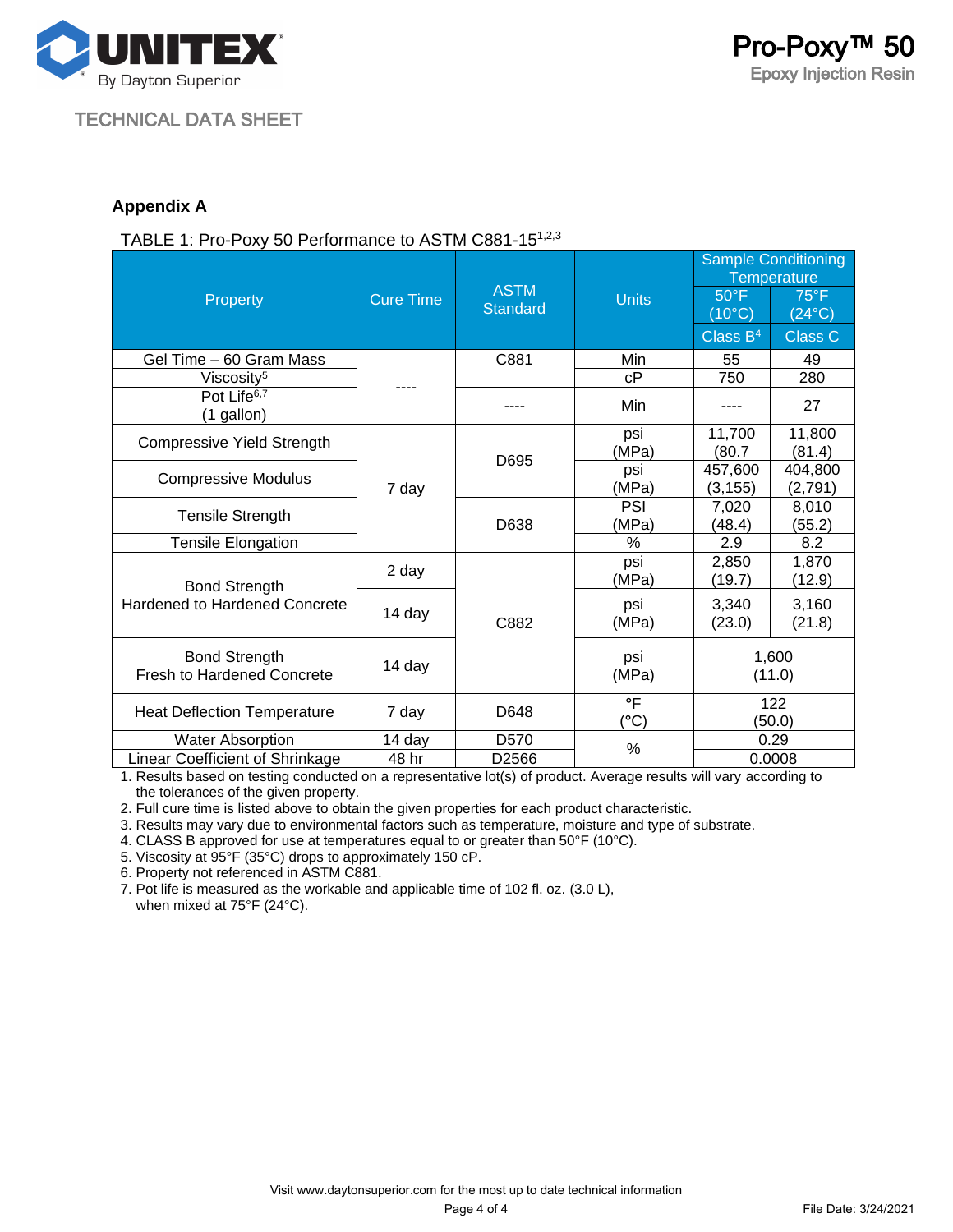## Appendix A

TABLE 1: Pro-Poxy 50 Performance to ASTM C881-15[1,2,3]

| Property | Cure Time | ASTM Standard | Units | Sample Conditioning Temperature | |
|---|---|---|---|---|---|
| | | | | 50°F (10°C) | 75°F (24°C) |
| | | | | Class B[4] | Class C |
| Gel Time – 60 Gram Mass | ---- | C881 | Min | 55 | 49 |
| Viscosity[5] | | | cP | 750 | 280 |
| Pot Life[6,7] (1 gallon) | | ---- | Min | ---- | 27 |
| Compressive Yield Strength | 7 day | D695 | psi (MPa) | 11,700 (80.7 | 11,800 (81.4) |
| Compressive Modulus | | | psi (MPa) | 457,600 (3,155) | 404,800 (2,791) |
| Tensile Strength | | D638 | PSI (MPa) | 7,020 (48.4) | 8,010 (55.2) |
| Tensile Elongation | | | % | 2.9 | 8.2 |
| Bond Strength Hardened to Hardened Concrete | 2 day | C882 | psi (MPa) | 2,850 (19.7) | 1,870 (12.9) |
| | 14 day | | psi (MPa) | 3,340 (23.0) | 3,160 (21.8) |
| Bond Strength Fresh to Hardened Concrete | 14 day | | psi (MPa) | 1,600 (11.0) | |
| Heat Deflection Temperature | 7 day | D648 | °F (°C) | 122 (50.0) | |
| Water Absorption | 14 day | D570 | % | 0.29 | |
| Linear Coefficient of Shrinkage | 48 hr | D2566 | | 0.0008 | |

1. Results based on testing conducted on a representative lot(s) of product. Average results will vary according to the tolerances of the given property.
2. Full cure time is listed above to obtain the given properties for each product characteristic.
3. Results may vary due to environmental factors such as temperature, moisture and type of substrate.
4. CLASS B approved for use at temperatures equal to or greater than 50°F (10°C).
5. Viscosity at 95°F (35°C) drops to approximately 150 cP.
6. Property not referenced in ASTM C881.
7. Pot life is measured as the workable and applicable time of 102 fl. oz. (3.0 L), when mixed at 75°F (24°C).

Visit www.daytonsuperior.com for the most up to date technical information

File Date: 3/24/2021